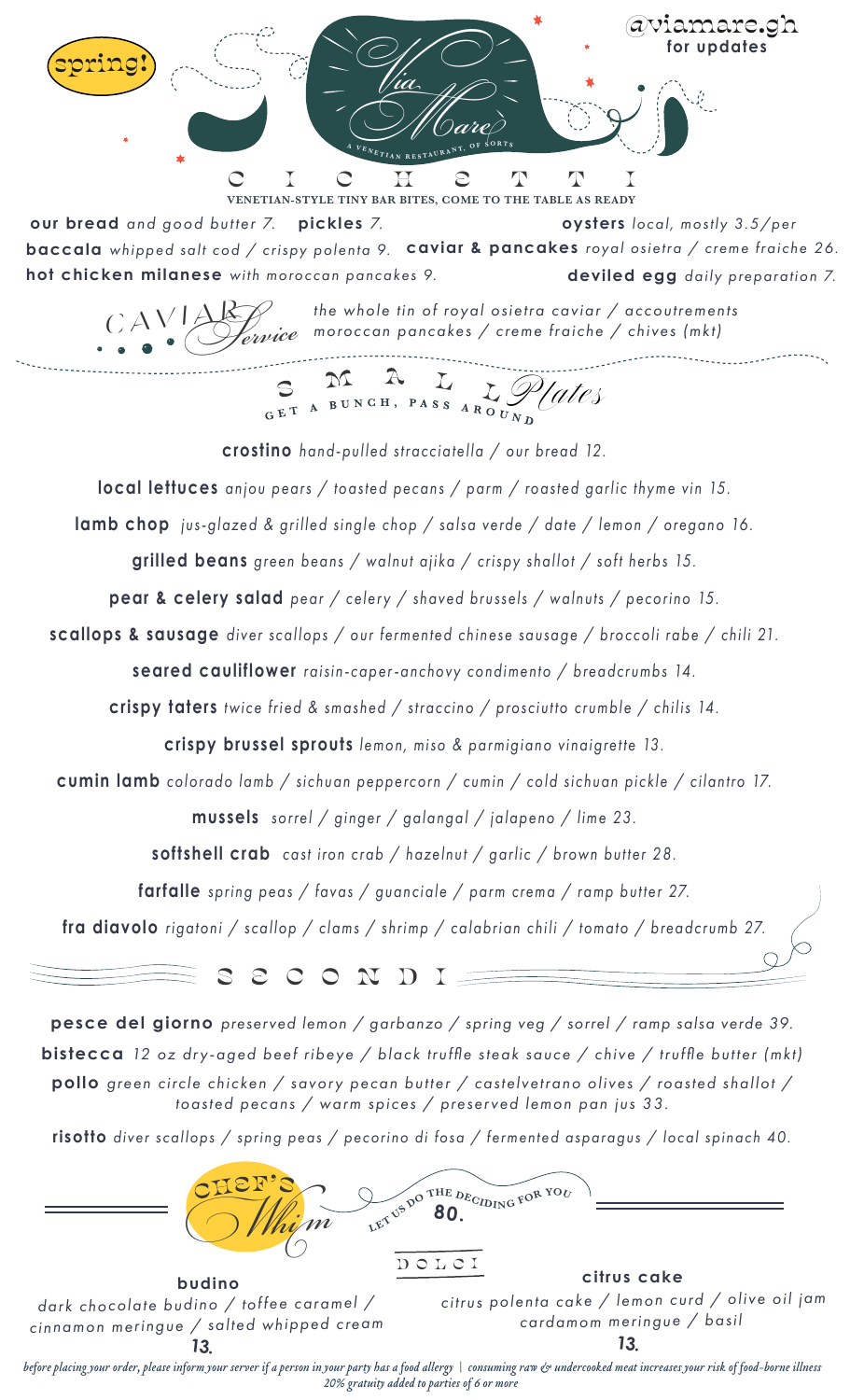spring!

# Via Mare

A VENETIAN RESTAURANT, OF SORTS

@viamare.gh
for updates

## CICHETTI

VENETIAN-STYLE TINY BAR BITES, COME TO THE TABLE AS READY

**our bread** *and good butter 7.*

**pickles** *7.*

**oysters** *local, mostly 3.5/per*

**baccala** *whipped salt cod / crispy polenta 9.*

**caviar & pancakes** *royal osietra / creme fraiche 26.*

**hot chicken milanese** *with moroccan pancakes 9.*

**deviled egg** *daily preparation 7.*

**CAVIAR Service** *the whole tin of royal osietra caviar / accoutrements moroccan pancakes / creme fraiche / chives (mkt)*

## SMALL Plates

GET A BUNCH, PASS AROUND

**crostino** *hand-pulled stracciatella / our bread 12.*

**local lettuces** *anjou pears / toasted pecans / parm / roasted garlic thyme vin 15.*

**lamb chop** *jus-glazed & grilled single chop / salsa verde / date / lemon / oregano 16.*

**grilled beans** *green beans / walnut ajika / crispy shallot / soft herbs 15.*

**pear & celery salad** *pear / celery / shaved brussels / walnuts / pecorino 15.*

**scallops & sausage** *diver scallops / our fermented chinese sausage / broccoli rabe / chili 21.*

**seared cauliflower** *raisin-caper-anchovy condimento / breadcrumbs 14.*

**crispy taters** *twice fried & smashed / straccino / prosciutto crumble / chilis 14.*

**crispy brussel sprouts** *lemon, miso & parmigiano vinaigrette 13.*

**cumin lamb** *colorado lamb / sichuan peppercorn / cumin / cold sichuan pickle / cilantro 17.*

**mussels** *sorrel / ginger / galangal / jalapeno / lime 23.*

**softshell crab** *cast iron crab / hazelnut / garlic / brown butter 28.*

**farfalle** *spring peas / favas / guanciale / parm crema / ramp butter 27.*

**fra diavolo** *rigatoni / scallop / clams / shrimp / calabrian chili / tomato / breadcrumb 27.*

## SECONDI

**pesce del giorno** *preserved lemon / garbanzo / spring veg / sorrel / ramp salsa verde 39.*

**bistecca** *12 oz dry-aged beef ribeye / black truffle steak sauce / chive / truffle butter (mkt)*

**pollo** *green circle chicken / savory pecan butter / castelvetrano olives / roasted shallot / toasted pecans / warm spices / preserved lemon pan jus 33.*

**risotto** *diver scallops / spring peas / pecorino di fosa / fermented asparagus / local spinach 40.*

## CHEF'S Whim

LET US DO THE DECIDING FOR YOU **80.**

## DOLCI

**budino**
*dark chocolate budino / toffee caramel / cinnamon meringue / salted whipped cream*
**13.**

**citrus cake**
*citrus polenta cake / lemon curd / olive oil jam cardamom meringue / basil*
**13.**

*before placing your order, please inform your server if a person in your party has a food allergy | consuming raw & undercooked meat increases your risk of food-borne illness*
*20% gratuity added to parties of 6 or more*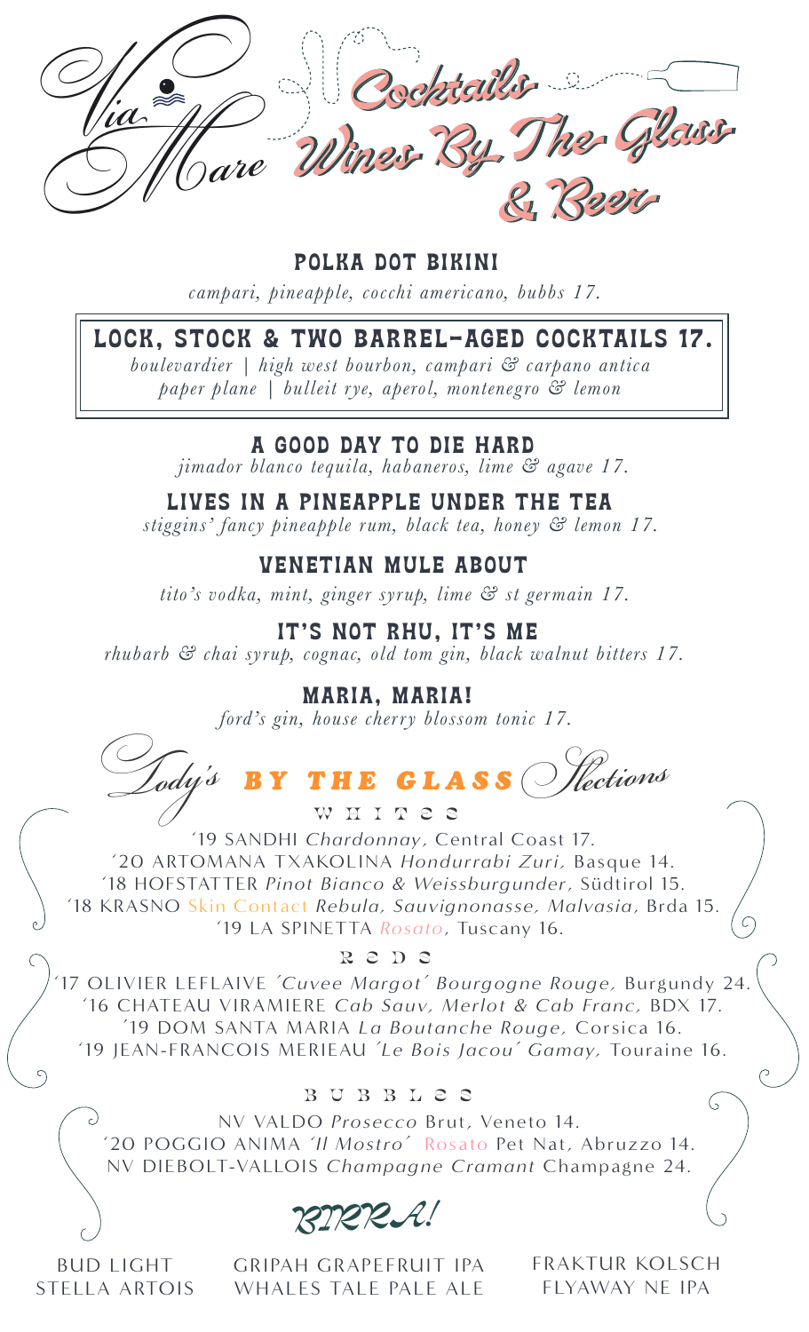# Via Mare

## Cocktails, Wines By The Glass & Beer

### POLKA DOT BIKINI
*campari, pineapple, cocchi americano, bubbs 17.*

### LOCK, STOCK & TWO BARREL-AGED COCKTAILS 17.
*boulevardier | high west bourbon, campari & carpano antica*
*paper plane | bulleit rye, aperol, montenegro & lemon*

### A GOOD DAY TO DIE HARD
*jimador blanco tequila, habaneros, lime & agave 17.*

### LIVES IN A PINEAPPLE UNDER THE TEA
*stiggins' fancy pineapple rum, black tea, honey & lemon 17.*

### VENETIAN MULE ABOUT
*tito's vodka, mint, ginger syrup, lime & st germain 17.*

### IT'S NOT RHU, IT'S ME
*rhubarb & chai syrup, cognac, old tom gin, black walnut bitters 17.*

### MARIA, MARIA!
*ford's gin, house cherry blossom tonic 17.*

## Today's BY THE GLASS Selections

### WHITES

'19 SANDHI *Chardonnay,* Central Coast 17.
'20 ARTOMANA TXAKOLINA *Hondurrabi Zuri,* Basque 14.
'18 HOFSTATTER *Pinot Bianco & Weissburgunder,* Südtirol 15.
'18 KRASNO Skin Contact *Rebula, Sauvignonasse, Malvasia,* Brda 15.
'19 LA SPINETTA *Rosato,* Tuscany 16.

### REDS

'17 OLIVIER LEFLAIVE *'Cuvee Margot' Bourgogne Rouge,* Burgundy 24.
'16 CHATEAU VIRAMIERE *Cab Sauv, Merlot & Cab Franc,* BDX 17.
'19 DOM SANTA MARIA *La Boutanche Rouge,* Corsica 16.
'19 JEAN-FRANCOIS MERIEAU *'Le Bois Jacou' Gamay,* Touraine 16.

### BUBBLES

NV VALDO *Prosecco* Brut, Veneto 14.
'20 POGGIO ANIMA *'Il Mostro'* Rosato Pet Nat, Abruzzo 14.
NV DIEBOLT-VALLOIS *Champagne Cramant* Champagne 24.

## BIRRA!

BUD LIGHT
STELLA ARTOIS

GRIPAH GRAPEFRUIT IPA
WHALES TALE PALE ALE

FRAKTUR KOLSCH
FLYAWAY NE IPA